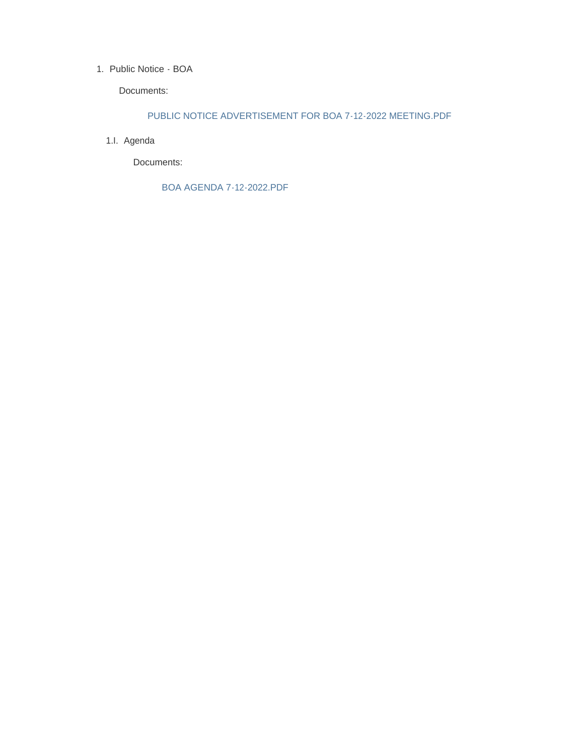1. Public Notice - BOA

   Documents:

   PUBLIC NOTICE ADVERTISEMENT FOR BOA 7-12-2022 MEETING.PDF

1.I. Agenda

   Documents:

   BOA AGENDA 7-12-2022.PDF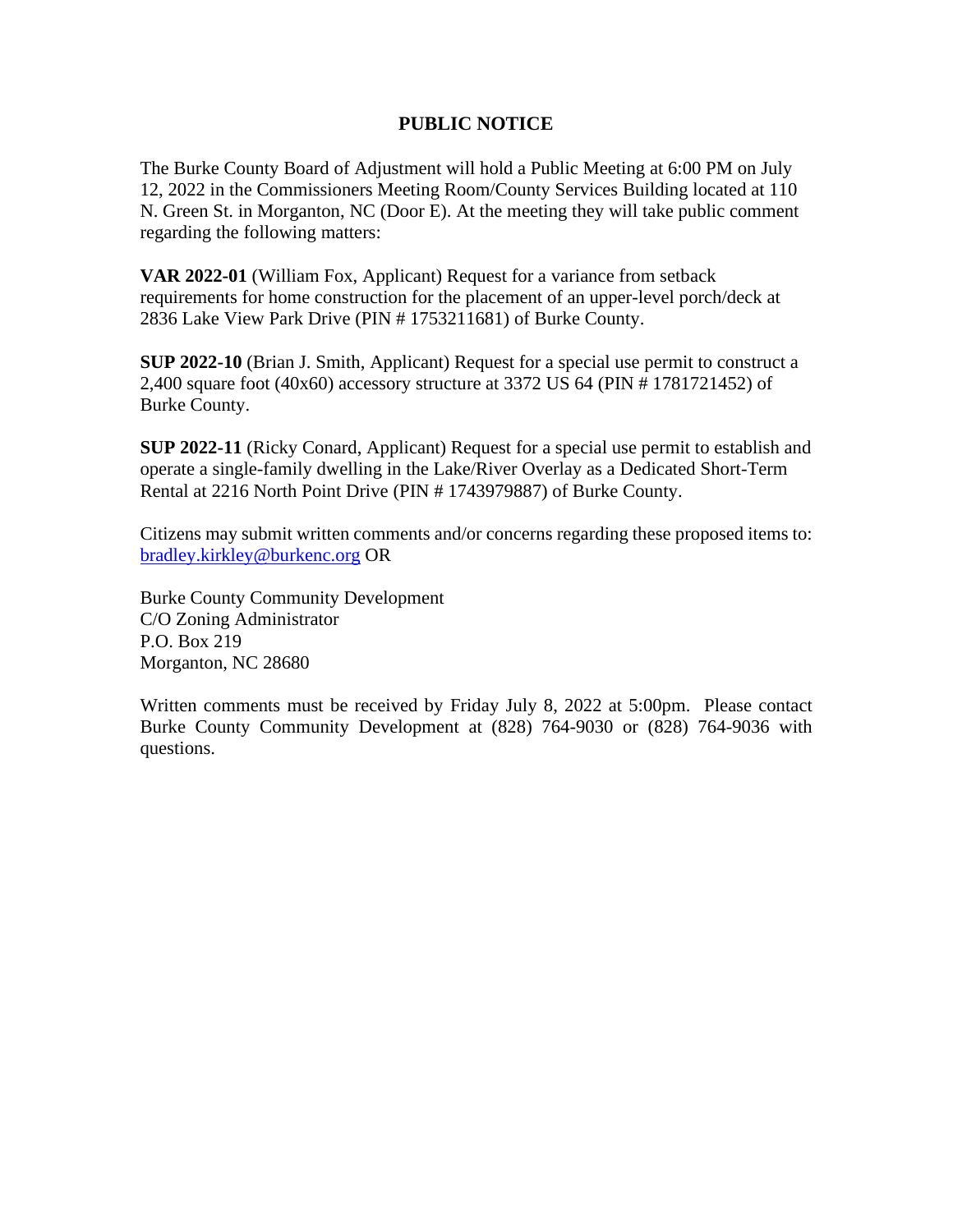**PUBLIC NOTICE**

The Burke County Board of Adjustment will hold a Public Meeting at 6:00 PM on July 12, 2022 in the Commissioners Meeting Room/County Services Building located at 110 N. Green St. in Morganton, NC (Door E). At the meeting they will take public comment regarding the following matters:

**VAR 2022-01** (William Fox, Applicant) Request for a variance from setback requirements for home construction for the placement of an upper-level porch/deck at 2836 Lake View Park Drive (PIN # 1753211681) of Burke County.

**SUP 2022-10** (Brian J. Smith, Applicant) Request for a special use permit to construct a 2,400 square foot (40x60) accessory structure at 3372 US 64 (PIN # 1781721452) of Burke County.

**SUP 2022-11** (Ricky Conard, Applicant) Request for a special use permit to establish and operate a single-family dwelling in the Lake/River Overlay as a Dedicated Short-Term Rental at 2216 North Point Drive (PIN # 1743979887) of Burke County.

Citizens may submit written comments and/or concerns regarding these proposed items to: bradley.kirkley@burkenc.org OR

Burke County Community Development
C/O Zoning Administrator
P.O. Box 219
Morganton, NC 28680

Written comments must be received by Friday July 8, 2022 at 5:00pm. Please contact Burke County Community Development at (828) 764-9030 or (828) 764-9036 with questions.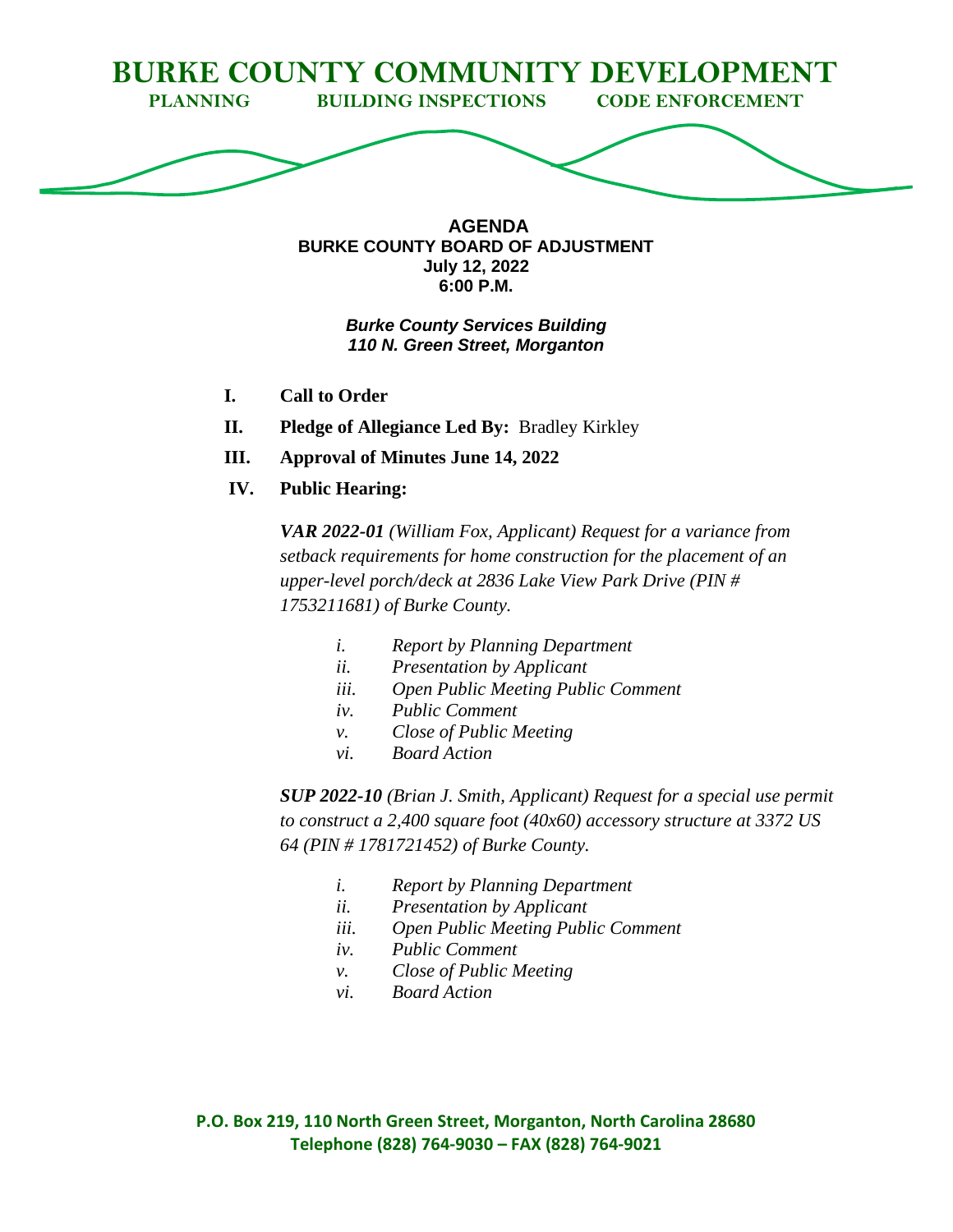# BURKE COUNTY COMMUNITY DEVELOPMENT

**PLANNING BUILDING INSPECTIONS CODE ENFORCEMENT**

**AGENDA**
**BURKE COUNTY BOARD OF ADJUSTMENT**
**July 12, 2022**
**6:00 P.M.**

***Burke County Services Building***
***110 N. Green Street, Morganton***

**I. Call to Order**

**II. Pledge of Allegiance Led By:** Bradley Kirkley

**III. Approval of Minutes June 14, 2022**

**IV. Public Hearing:**

***VAR 2022-01*** *(William Fox, Applicant) Request for a variance from setback requirements for home construction for the placement of an upper-level porch/deck at 2836 Lake View Park Drive (PIN # 1753211681) of Burke County.*

- *i. Report by Planning Department*
- *ii. Presentation by Applicant*
- *iii. Open Public Meeting Public Comment*
- *iv. Public Comment*
- *v. Close of Public Meeting*
- *vi. Board Action*

***SUP 2022-10*** *(Brian J. Smith, Applicant) Request for a special use permit to construct a 2,400 square foot (40x60) accessory structure at 3372 US 64 (PIN # 1781721452) of Burke County.*

- *i. Report by Planning Department*
- *ii. Presentation by Applicant*
- *iii. Open Public Meeting Public Comment*
- *iv. Public Comment*
- *v. Close of Public Meeting*
- *vi. Board Action*

**P.O. Box 219, 110 North Green Street, Morganton, North Carolina 28680**
**Telephone (828) 764-9030 – FAX (828) 764-9021**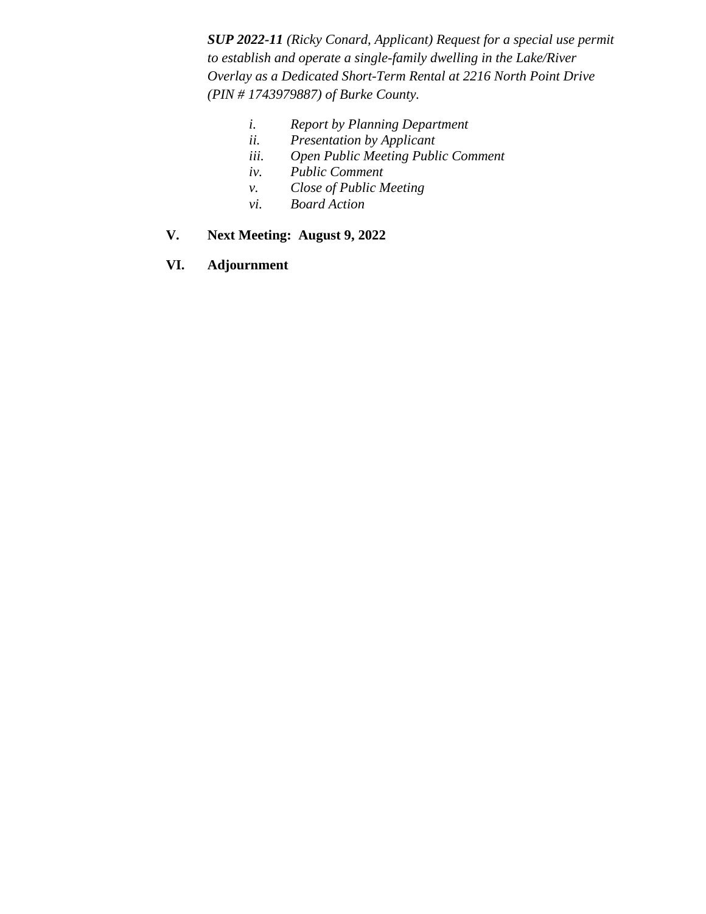***SUP 2022-11*** *(Ricky Conard, Applicant) Request for a special use permit to establish and operate a single-family dwelling in the Lake/River Overlay as a Dedicated Short-Term Rental at 2216 North Point Drive (PIN # 1743979887) of Burke County.*

- *i.* *Report by Planning Department*
- *ii.* *Presentation by Applicant*
- *iii.* *Open Public Meeting Public Comment*
- *iv.* *Public Comment*
- *v.* *Close of Public Meeting*
- *vi.* *Board Action*

**V. Next Meeting: August 9, 2022**

**VI. Adjournment**